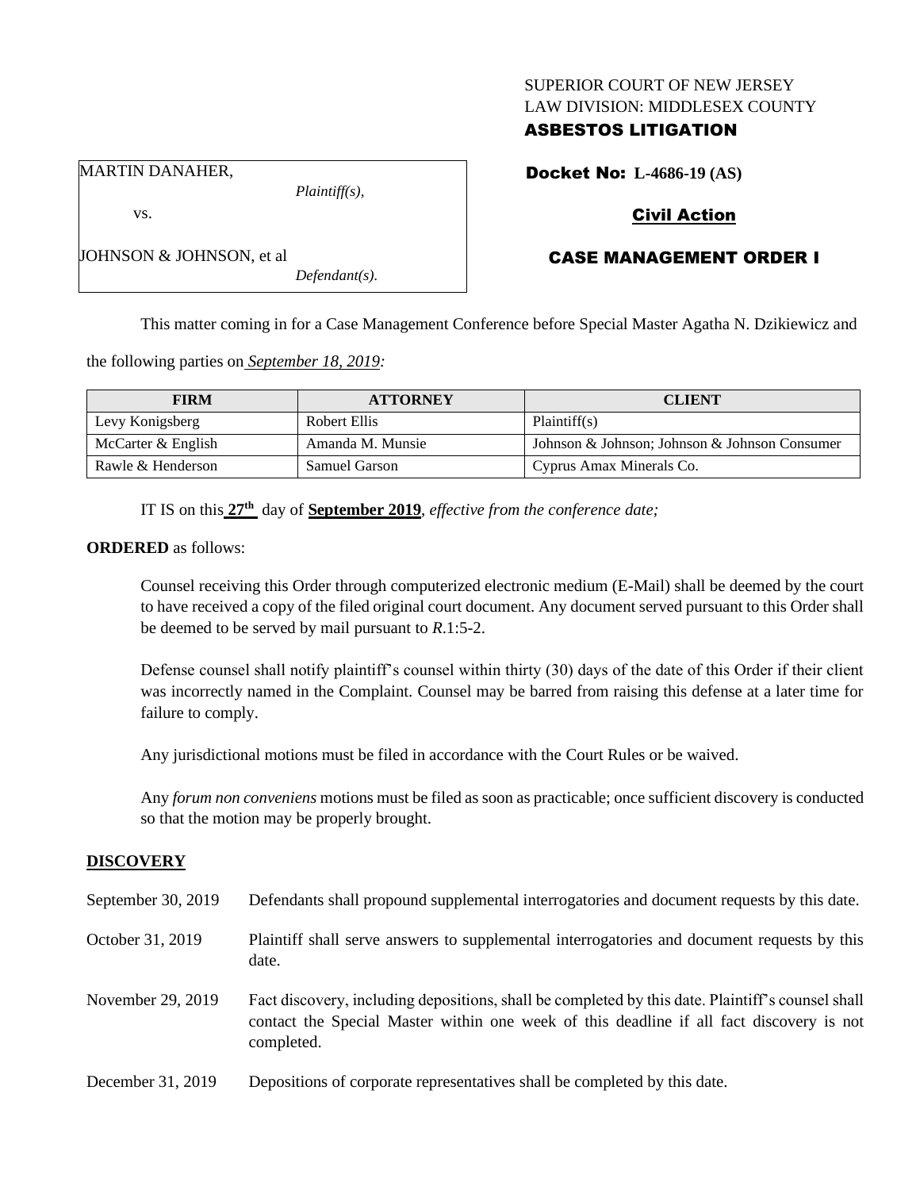SUPERIOR COURT OF NEW JERSEY
LAW DIVISION: MIDDLESEX COUNTY
**ASBESTOS LITIGATION**

MARTIN DANAHER,
*Plaintiff(s),*

vs.

JOHNSON & JOHNSON, et al
*Defendant(s).*

**Docket No: L-4686-19 (AS)**

**Civil Action**

**CASE MANAGEMENT ORDER I**

This matter coming in for a Case Management Conference before Special Master Agatha N. Dzikiewicz and the following parties on *September 18, 2019:*

| FIRM | ATTORNEY | CLIENT |
|---|---|---|
| Levy Konigsberg | Robert Ellis | Plaintiff(s) |
| McCarter & English | Amanda M. Munsie | Johnson & Johnson; Johnson & Johnson Consumer |
| Rawle & Henderson | Samuel Garson | Cyprus Amax Minerals Co. |

IT IS on this **27th** day of **September 2019**, *effective from the conference date;*

**ORDERED** as follows:

Counsel receiving this Order through computerized electronic medium (E-Mail) shall be deemed by the court to have received a copy of the filed original court document. Any document served pursuant to this Order shall be deemed to be served by mail pursuant to *R*.1:5-2.

Defense counsel shall notify plaintiff's counsel within thirty (30) days of the date of this Order if their client was incorrectly named in the Complaint. Counsel may be barred from raising this defense at a later time for failure to comply.

Any jurisdictional motions must be filed in accordance with the Court Rules or be waived.

Any *forum non conveniens* motions must be filed as soon as practicable; once sufficient discovery is conducted so that the motion may be properly brought.

## DISCOVERY

| | |
|---|---|
| September 30, 2019 | Defendants shall propound supplemental interrogatories and document requests by this date. |
| October 31, 2019 | Plaintiff shall serve answers to supplemental interrogatories and document requests by this date. |
| November 29, 2019 | Fact discovery, including depositions, shall be completed by this date. Plaintiff's counsel shall contact the Special Master within one week of this deadline if all fact discovery is not completed. |
| December 31, 2019 | Depositions of corporate representatives shall be completed by this date. |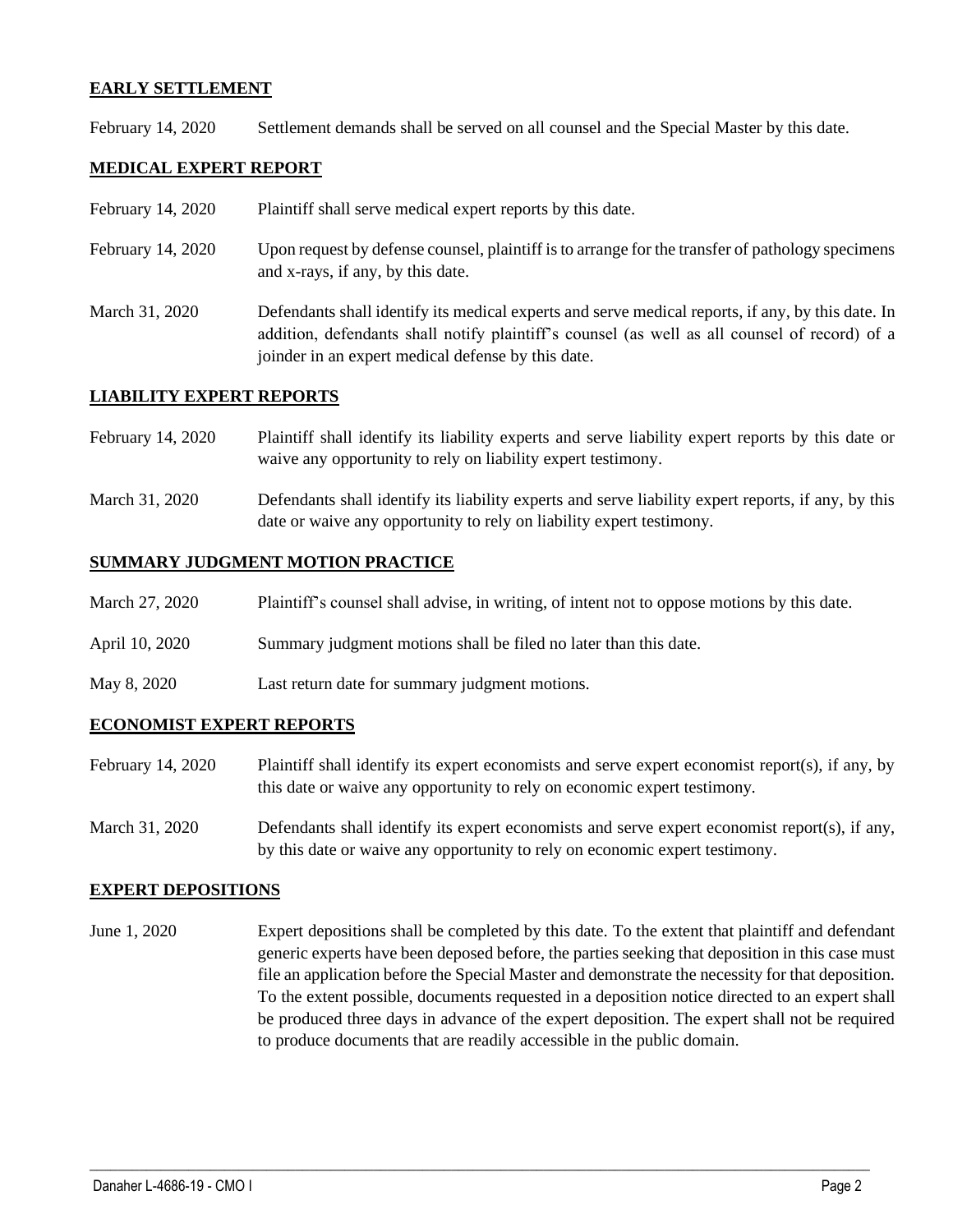**EARLY SETTLEMENT**

February 14, 2020 Settlement demands shall be served on all counsel and the Special Master by this date.

**MEDICAL EXPERT REPORT**

February 14, 2020 Plaintiff shall serve medical expert reports by this date.

February 14, 2020 Upon request by defense counsel, plaintiff is to arrange for the transfer of pathology specimens and x-rays, if any, by this date.

March 31, 2020 Defendants shall identify its medical experts and serve medical reports, if any, by this date. In addition, defendants shall notify plaintiff's counsel (as well as all counsel of record) of a joinder in an expert medical defense by this date.

**LIABILITY EXPERT REPORTS**

February 14, 2020 Plaintiff shall identify its liability experts and serve liability expert reports by this date or waive any opportunity to rely on liability expert testimony.

March 31, 2020 Defendants shall identify its liability experts and serve liability expert reports, if any, by this date or waive any opportunity to rely on liability expert testimony.

**SUMMARY JUDGMENT MOTION PRACTICE**

March 27, 2020 Plaintiff's counsel shall advise, in writing, of intent not to oppose motions by this date.

April 10, 2020 Summary judgment motions shall be filed no later than this date.

May 8, 2020 Last return date for summary judgment motions.

**ECONOMIST EXPERT REPORTS**

February 14, 2020 Plaintiff shall identify its expert economists and serve expert economist report(s), if any, by this date or waive any opportunity to rely on economic expert testimony.

March 31, 2020 Defendants shall identify its expert economists and serve expert economist report(s), if any, by this date or waive any opportunity to rely on economic expert testimony.

**EXPERT DEPOSITIONS**

June 1, 2020 Expert depositions shall be completed by this date. To the extent that plaintiff and defendant generic experts have been deposed before, the parties seeking that deposition in this case must file an application before the Special Master and demonstrate the necessity for that deposition. To the extent possible, documents requested in a deposition notice directed to an expert shall be produced three days in advance of the expert deposition. The expert shall not be required to produce documents that are readily accessible in the public domain.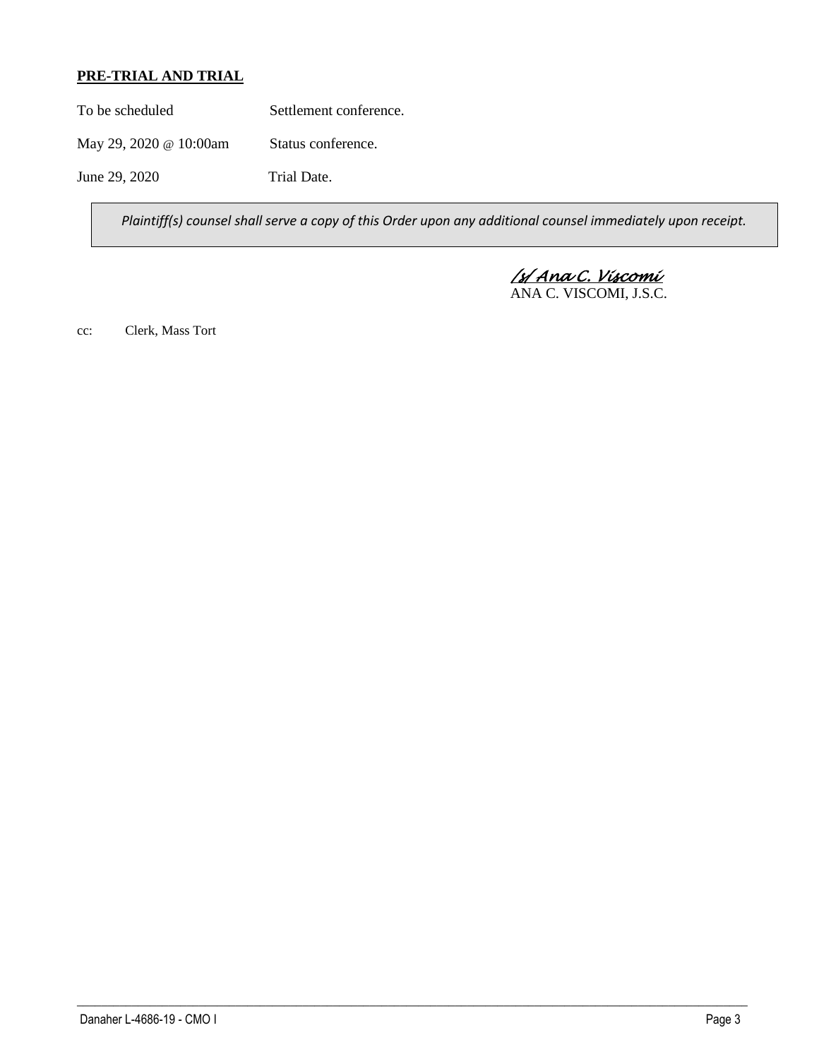**PRE-TRIAL AND TRIAL**

| | |
|---|---|
| To be scheduled | Settlement conference. |
| May 29, 2020 @ 10:00am | Status conference. |
| June 29, 2020 | Trial Date. |

*Plaintiff(s) counsel shall serve a copy of this Order upon any additional counsel immediately upon receipt.*

/s/ Ana C. Viscomi
ANA C. VISCOMI, J.S.C.

cc: Clerk, Mass Tort